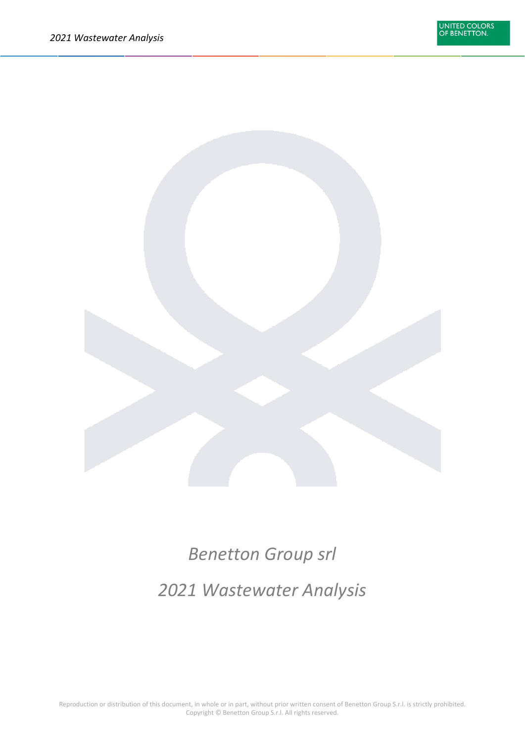# Benetton Group srl

# 2021 Wastewater Analysis

Reproduction or distribution of this document, in whole or in part, without prior written consent of Benetton Group S.r.l. is strictly prohibited.
Copyright © Benetton Group S.r.l. All rights reserved.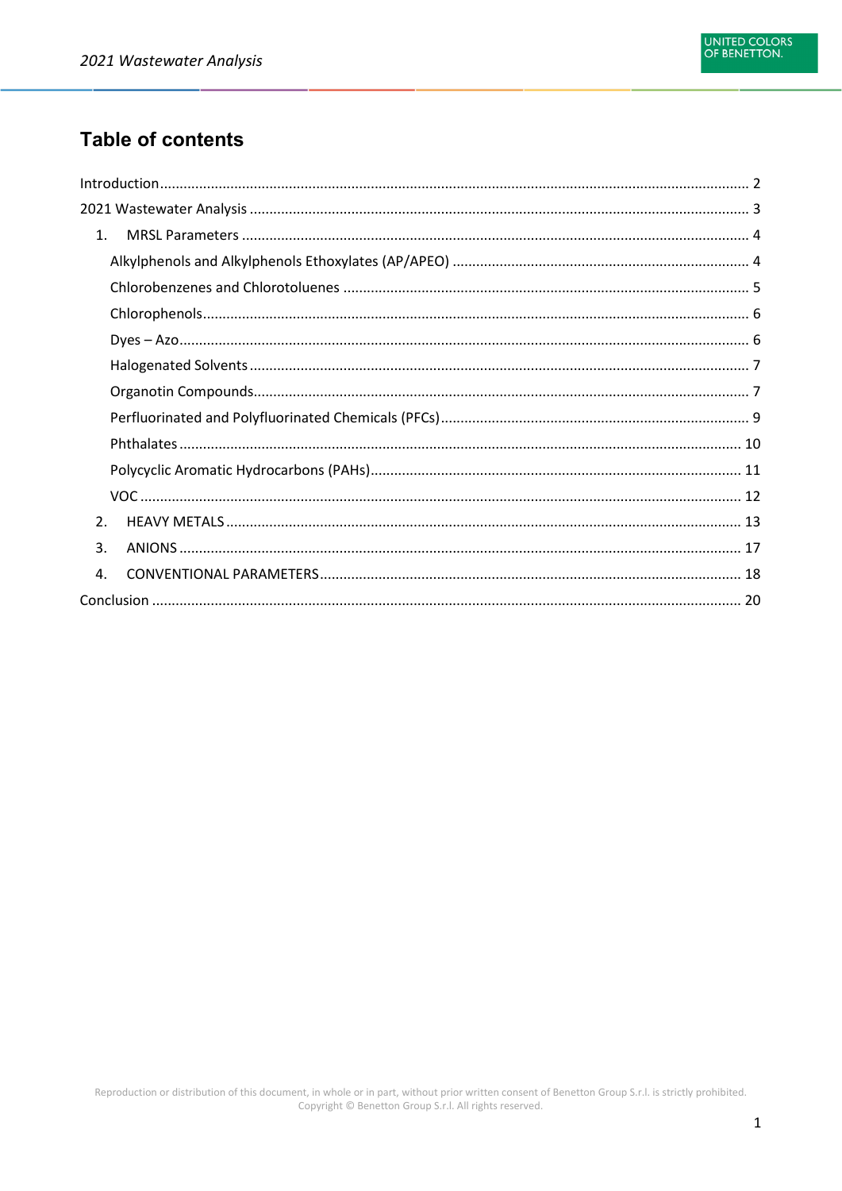## Table of contents

Introduction .......... 2

2021 Wastewater Analysis .......... 3

1. MRSL Parameters .......... 4
   - Alkylphenols and Alkylphenols Ethoxylates (AP/APEO) .......... 4
   - Chlorobenzenes and Chlorotoluenes .......... 5
   - Chlorophenols .......... 6
   - Dyes – Azo .......... 6
   - Halogenated Solvents .......... 7
   - Organotin Compounds .......... 7
   - Perfluorinated and Polyfluorinated Chemicals (PFCs) .......... 9
   - Phthalates .......... 10
   - Polycyclic Aromatic Hydrocarbons (PAHs) .......... 11
   - VOC .......... 12
2. HEAVY METALS .......... 13
3. ANIONS .......... 17
4. CONVENTIONAL PARAMETERS .......... 18

Conclusion .......... 20

Reproduction or distribution of this document, in whole or in part, without prior written consent of Benetton Group S.r.l. is strictly prohibited.
Copyright © Benetton Group S.r.l. All rights reserved.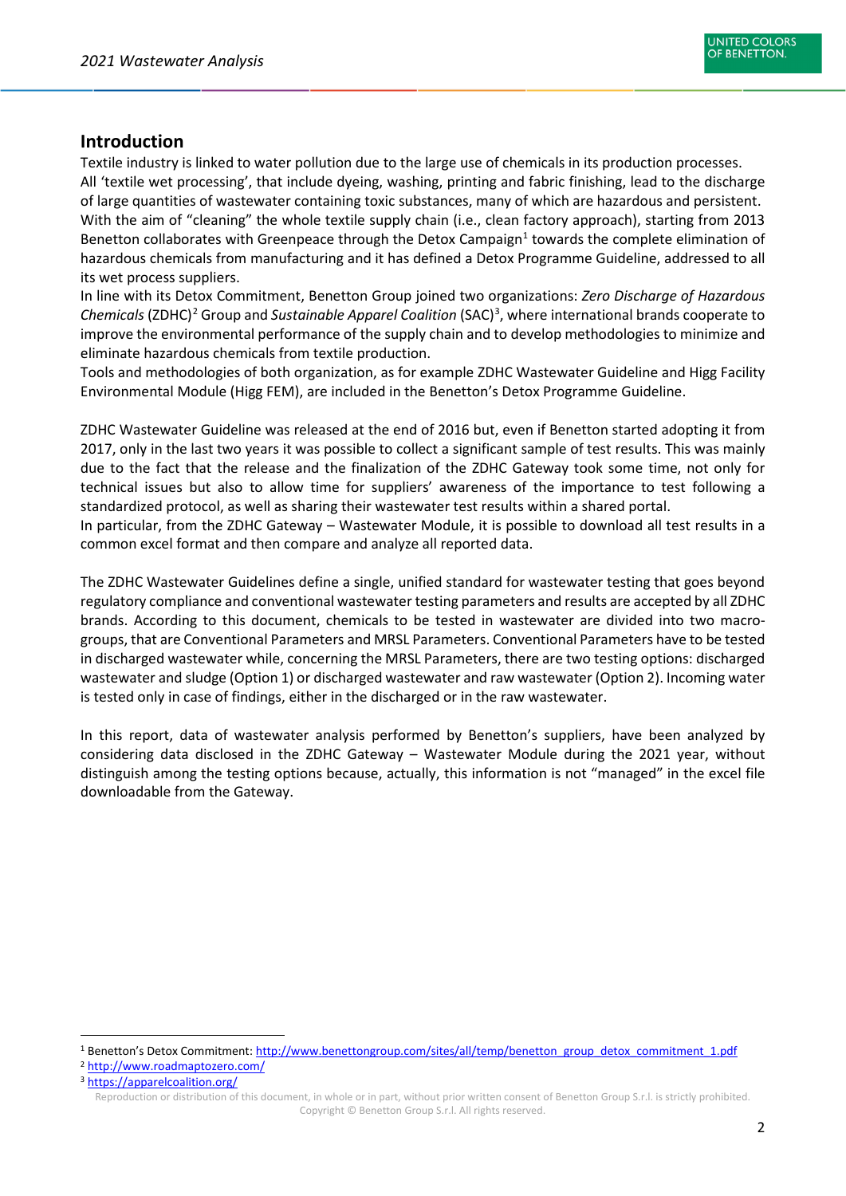## Introduction

Textile industry is linked to water pollution due to the large use of chemicals in its production processes. All 'textile wet processing', that include dyeing, washing, printing and fabric finishing, lead to the discharge of large quantities of wastewater containing toxic substances, many of which are hazardous and persistent. With the aim of "cleaning" the whole textile supply chain (i.e., clean factory approach), starting from 2013 Benetton collaborates with Greenpeace through the Detox Campaign[1] towards the complete elimination of hazardous chemicals from manufacturing and it has defined a Detox Programme Guideline, addressed to all its wet process suppliers.
In line with its Detox Commitment, Benetton Group joined two organizations: *Zero Discharge of Hazardous Chemicals* (ZDHC)[2] Group and *Sustainable Apparel Coalition* (SAC)[3], where international brands cooperate to improve the environmental performance of the supply chain and to develop methodologies to minimize and eliminate hazardous chemicals from textile production.
Tools and methodologies of both organization, as for example ZDHC Wastewater Guideline and Higg Facility Environmental Module (Higg FEM), are included in the Benetton's Detox Programme Guideline.

ZDHC Wastewater Guideline was released at the end of 2016 but, even if Benetton started adopting it from 2017, only in the last two years it was possible to collect a significant sample of test results. This was mainly due to the fact that the release and the finalization of the ZDHC Gateway took some time, not only for technical issues but also to allow time for suppliers' awareness of the importance to test following a standardized protocol, as well as sharing their wastewater test results within a shared portal.
In particular, from the ZDHC Gateway – Wastewater Module, it is possible to download all test results in a common excel format and then compare and analyze all reported data.

The ZDHC Wastewater Guidelines define a single, unified standard for wastewater testing that goes beyond regulatory compliance and conventional wastewater testing parameters and results are accepted by all ZDHC brands. According to this document, chemicals to be tested in wastewater are divided into two macro-groups, that are Conventional Parameters and MRSL Parameters. Conventional Parameters have to be tested in discharged wastewater while, concerning the MRSL Parameters, there are two testing options: discharged wastewater and sludge (Option 1) or discharged wastewater and raw wastewater (Option 2). Incoming water is tested only in case of findings, either in the discharged or in the raw wastewater.

In this report, data of wastewater analysis performed by Benetton's suppliers, have been analyzed by considering data disclosed in the ZDHC Gateway – Wastewater Module during the 2021 year, without distinguish among the testing options because, actually, this information is not "managed" in the excel file downloadable from the Gateway.

---

[1] Benetton's Detox Commitment: http://www.benettongroup.com/sites/all/temp/benetton_group_detox_commitment_1.pdf

[2] http://www.roadmaptozero.com/

[3] https://apparelcoalition.org/

Reproduction or distribution of this document, in whole or in part, without prior written consent of Benetton Group S.r.l. is strictly prohibited. Copyright © Benetton Group S.r.l. All rights reserved.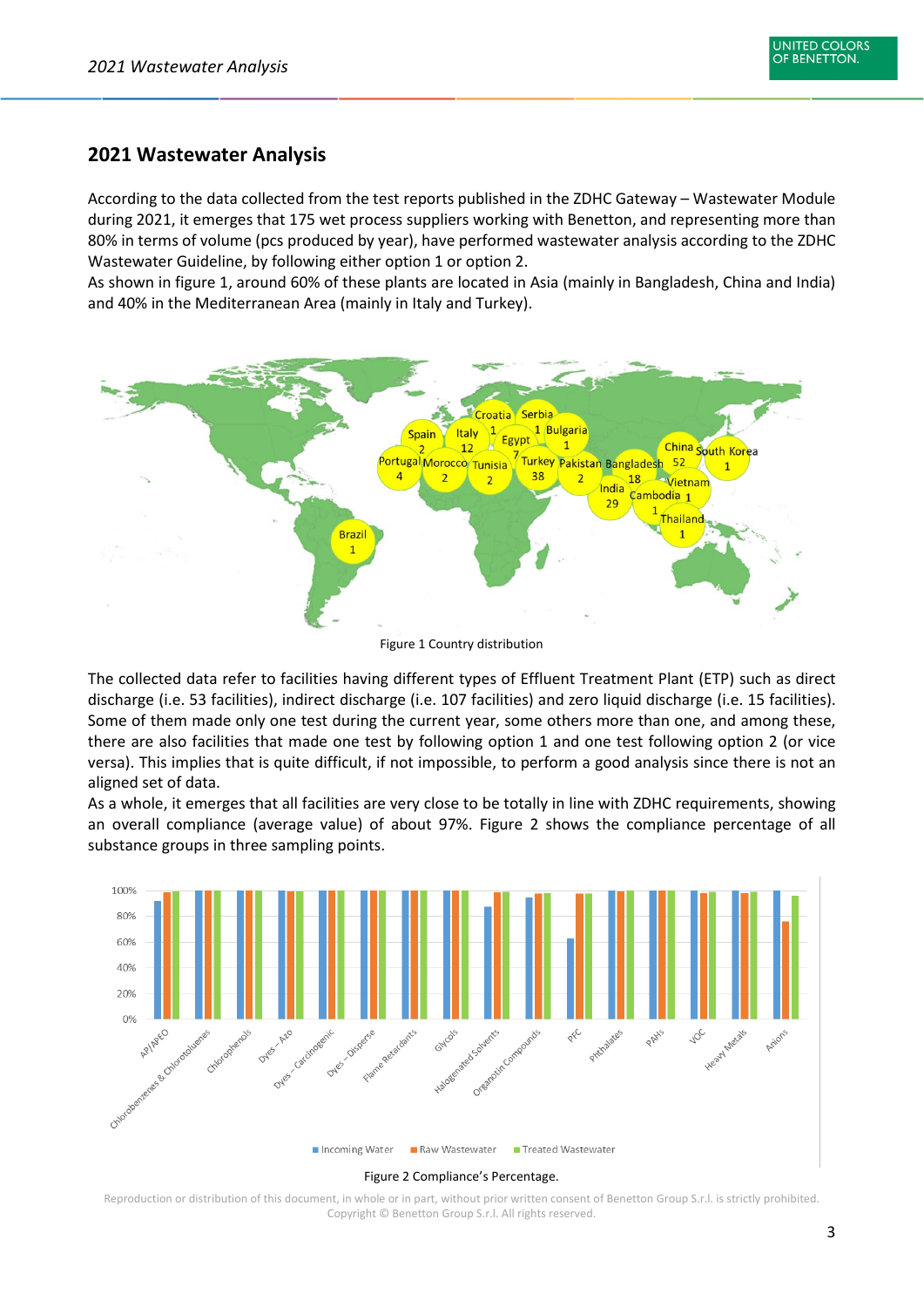## 2021 Wastewater Analysis

According to the data collected from the test reports published in the ZDHC Gateway – Wastewater Module during 2021, it emerges that 175 wet process suppliers working with Benetton, and representing more than 80% in terms of volume (pcs produced by year), have performed wastewater analysis according to the ZDHC Wastewater Guideline, by following either option 1 or option 2.

As shown in figure 1, around 60% of these plants are located in Asia (mainly in Bangladesh, China and India) and 40% in the Mediterranean Area (mainly in Italy and Turkey).

Figure 1 Country distribution

The collected data refer to facilities having different types of Effluent Treatment Plant (ETP) such as direct discharge (i.e. 53 facilities), indirect discharge (i.e. 107 facilities) and zero liquid discharge (i.e. 15 facilities). Some of them made only one test during the current year, some others more than one, and among these, there are also facilities that made one test by following option 1 and one test following option 2 (or vice versa). This implies that is quite difficult, if not impossible, to perform a good analysis since there is not an aligned set of data.

As a whole, it emerges that all facilities are very close to be totally in line with ZDHC requirements, showing an overall compliance (average value) of about 97%. Figure 2 shows the compliance percentage of all substance groups in three sampling points.

Figure 2 Compliance's Percentage.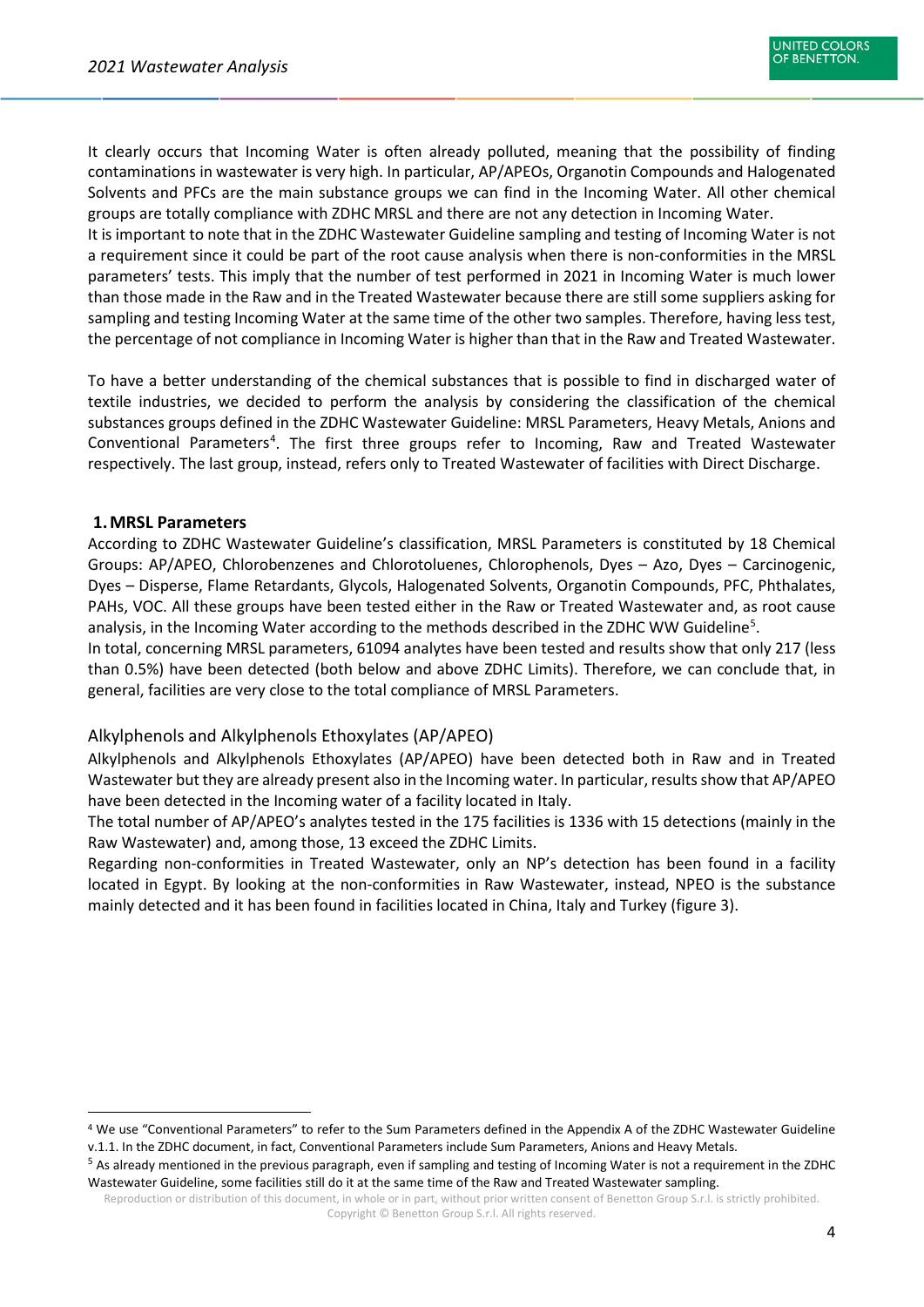It clearly occurs that Incoming Water is often already polluted, meaning that the possibility of finding contaminations in wastewater is very high. In particular, AP/APEOs, Organotin Compounds and Halogenated Solvents and PFCs are the main substance groups we can find in the Incoming Water. All other chemical groups are totally compliance with ZDHC MRSL and there are not any detection in Incoming Water.
It is important to note that in the ZDHC Wastewater Guideline sampling and testing of Incoming Water is not a requirement since it could be part of the root cause analysis when there is non-conformities in the MRSL parameters' tests. This imply that the number of test performed in 2021 in Incoming Water is much lower than those made in the Raw and in the Treated Wastewater because there are still some suppliers asking for sampling and testing Incoming Water at the same time of the other two samples. Therefore, having less test, the percentage of not compliance in Incoming Water is higher than that in the Raw and Treated Wastewater.

To have a better understanding of the chemical substances that is possible to find in discharged water of textile industries, we decided to perform the analysis by considering the classification of the chemical substances groups defined in the ZDHC Wastewater Guideline: MRSL Parameters, Heavy Metals, Anions and Conventional Parameters[4]. The first three groups refer to Incoming, Raw and Treated Wastewater respectively. The last group, instead, refers only to Treated Wastewater of facilities with Direct Discharge.

## 1. MRSL Parameters

According to ZDHC Wastewater Guideline's classification, MRSL Parameters is constituted by 18 Chemical Groups: AP/APEO, Chlorobenzenes and Chlorotoluenes, Chlorophenols, Dyes – Azo, Dyes – Carcinogenic, Dyes – Disperse, Flame Retardants, Glycols, Halogenated Solvents, Organotin Compounds, PFC, Phthalates, PAHs, VOC. All these groups have been tested either in the Raw or Treated Wastewater and, as root cause analysis, in the Incoming Water according to the methods described in the ZDHC WW Guideline[5].
In total, concerning MRSL parameters, 61094 analytes have been tested and results show that only 217 (less than 0.5%) have been detected (both below and above ZDHC Limits). Therefore, we can conclude that, in general, facilities are very close to the total compliance of MRSL Parameters.

### Alkylphenols and Alkylphenols Ethoxylates (AP/APEO)

Alkylphenols and Alkylphenols Ethoxylates (AP/APEO) have been detected both in Raw and in Treated Wastewater but they are already present also in the Incoming water. In particular, results show that AP/APEO have been detected in the Incoming water of a facility located in Italy.
The total number of AP/APEO's analytes tested in the 175 facilities is 1336 with 15 detections (mainly in the Raw Wastewater) and, among those, 13 exceed the ZDHC Limits.
Regarding non-conformities in Treated Wastewater, only an NP's detection has been found in a facility located in Egypt. By looking at the non-conformities in Raw Wastewater, instead, NPEO is the substance mainly detected and it has been found in facilities located in China, Italy and Turkey (figure 3).

---

[4] We use "Conventional Parameters" to refer to the Sum Parameters defined in the Appendix A of the ZDHC Wastewater Guideline v.1.1. In the ZDHC document, in fact, Conventional Parameters include Sum Parameters, Anions and Heavy Metals.

[5] As already mentioned in the previous paragraph, even if sampling and testing of Incoming Water is not a requirement in the ZDHC Wastewater Guideline, some facilities still do it at the same time of the Raw and Treated Wastewater sampling.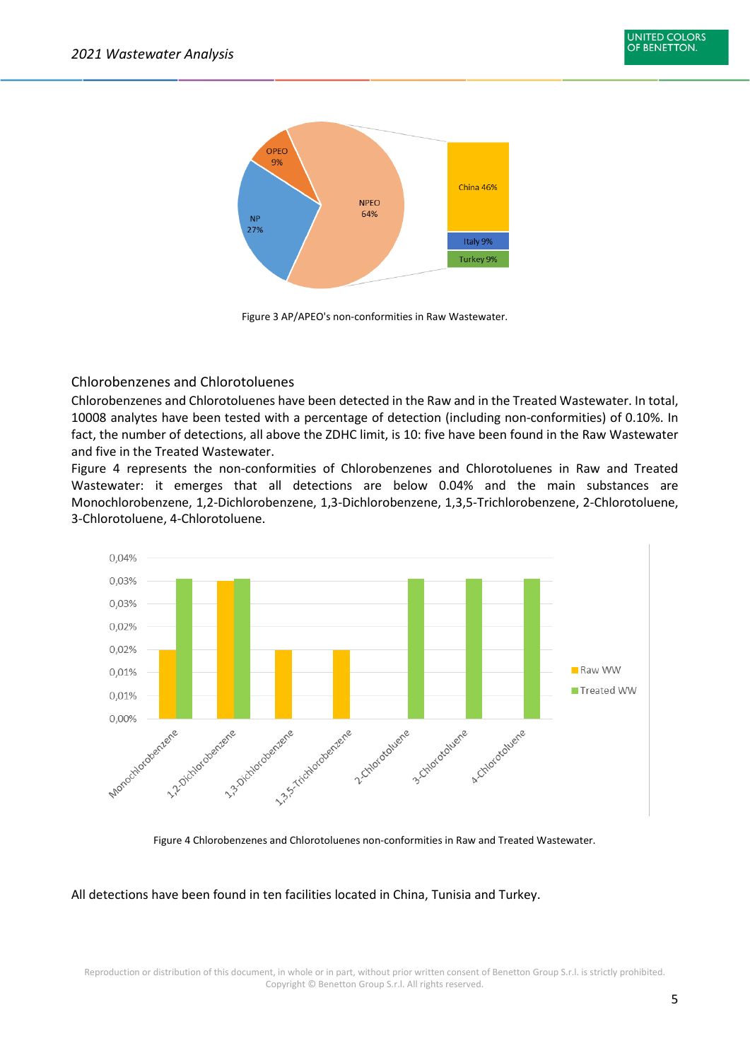Figure 3 AP/APEO's non-conformities in Raw Wastewater.

### Chlorobenzenes and Chlorotoluenes

Chlorobenzenes and Chlorotoluenes have been detected in the Raw and in the Treated Wastewater. In total, 10008 analytes have been tested with a percentage of detection (including non-conformities) of 0.10%. In fact, the number of detections, all above the ZDHC limit, is 10: five have been found in the Raw Wastewater and five in the Treated Wastewater.

Figure 4 represents the non-conformities of Chlorobenzenes and Chlorotoluenes in Raw and Treated Wastewater: it emerges that all detections are below 0.04% and the main substances are Monochlorobenzene, 1,2-Dichlorobenzene, 1,3-Dichlorobenzene, 1,3,5-Trichlorobenzene, 2-Chlorotoluene, 3-Chlorotoluene, 4-Chlorotoluene.

Figure 4 Chlorobenzenes and Chlorotoluenes non-conformities in Raw and Treated Wastewater.

All detections have been found in ten facilities located in China, Tunisia and Turkey.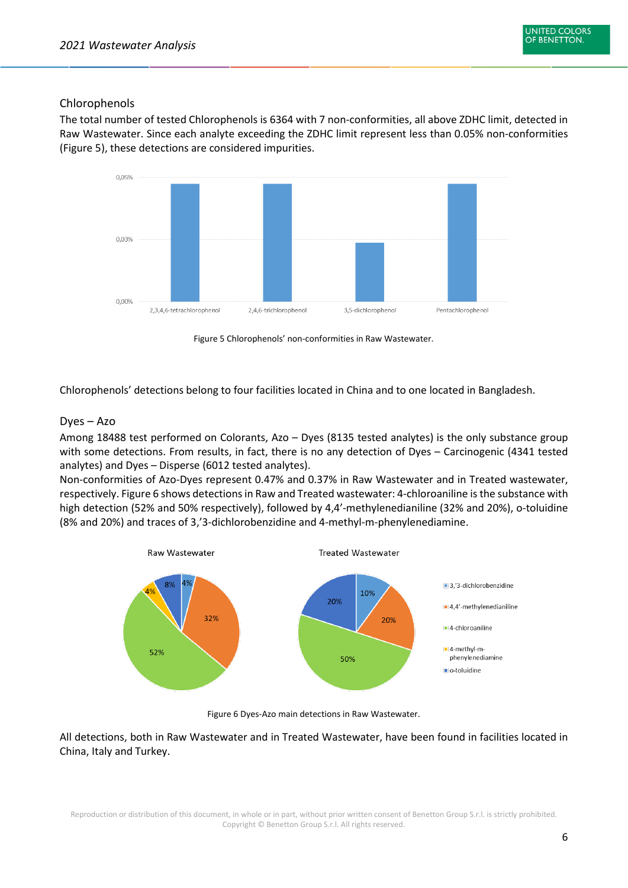## Chlorophenols

The total number of tested Chlorophenols is 6364 with 7 non-conformities, all above ZDHC limit, detected in Raw Wastewater. Since each analyte exceeding the ZDHC limit represent less than 0.05% non-conformities (Figure 5), these detections are considered impurities.

Figure 5 Chlorophenols' non-conformities in Raw Wastewater.

Chlorophenols' detections belong to four facilities located in China and to one located in Bangladesh.

## Dyes – Azo

Among 18488 test performed on Colorants, Azo – Dyes (8135 tested analytes) is the only substance group with some detections. From results, in fact, there is no any detection of Dyes – Carcinogenic (4341 tested analytes) and Dyes – Disperse (6012 tested analytes).

Non-conformities of Azo-Dyes represent 0.47% and 0.37% in Raw Wastewater and in Treated wastewater, respectively. Figure 6 shows detections in Raw and Treated wastewater: 4-chloroaniline is the substance with high detection (52% and 50% respectively), followed by 4,4'-methylenedianiline (32% and 20%), o-toluidine (8% and 20%) and traces of 3,'3-dichlorobenzidine and 4-methyl-m-phenylenediamine.

Figure 6 Dyes-Azo main detections in Raw Wastewater.

All detections, both in Raw Wastewater and in Treated Wastewater, have been found in facilities located in China, Italy and Turkey.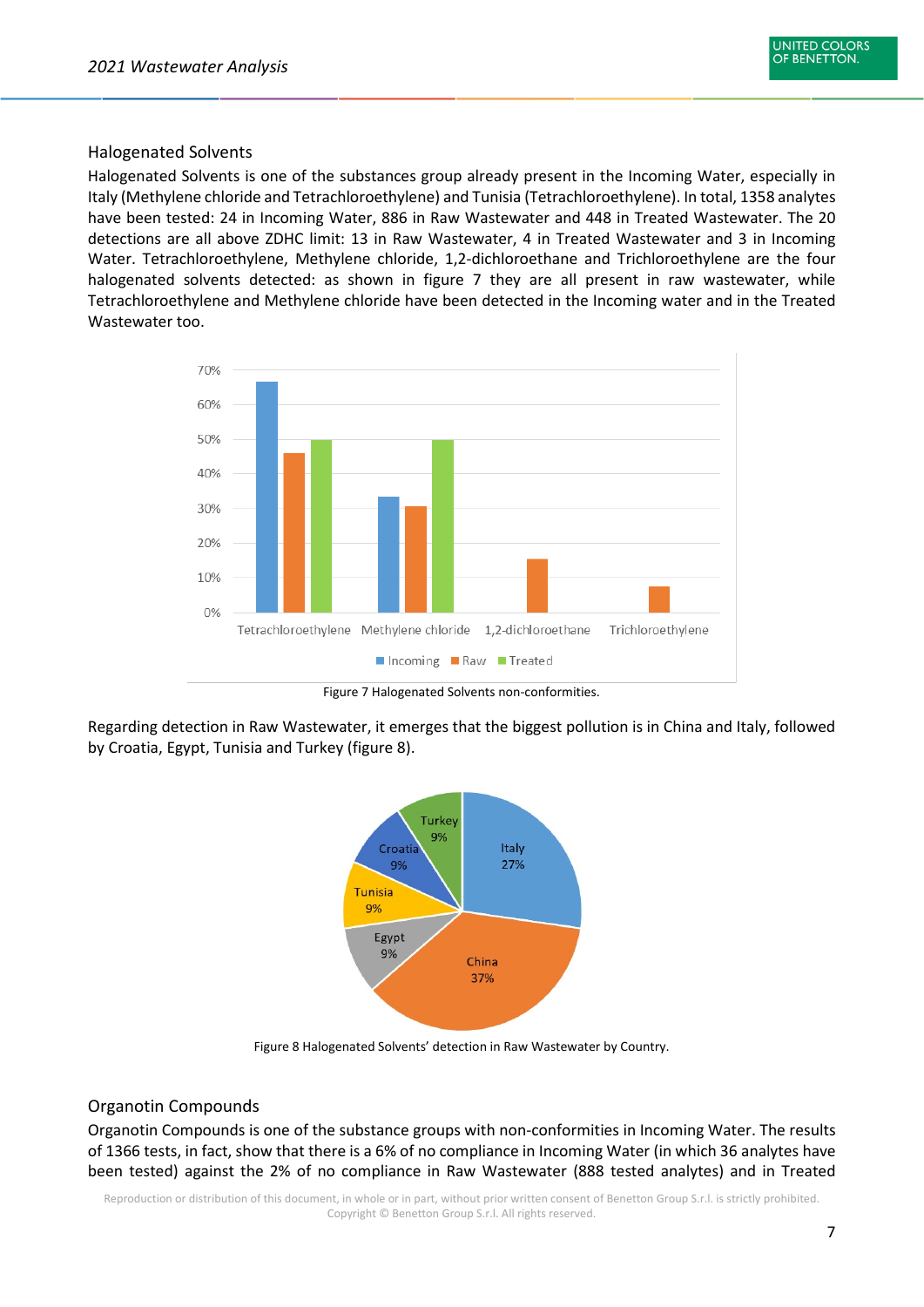## Halogenated Solvents

Halogenated Solvents is one of the substances group already present in the Incoming Water, especially in Italy (Methylene chloride and Tetrachloroethylene) and Tunisia (Tetrachloroethylene). In total, 1358 analytes have been tested: 24 in Incoming Water, 886 in Raw Wastewater and 448 in Treated Wastewater. The 20 detections are all above ZDHC limit: 13 in Raw Wastewater, 4 in Treated Wastewater and 3 in Incoming Water. Tetrachloroethylene, Methylene chloride, 1,2-dichloroethane and Trichloroethylene are the four halogenated solvents detected: as shown in figure 7 they are all present in raw wastewater, while Tetrachloroethylene and Methylene chloride have been detected in the Incoming water and in the Treated Wastewater too.

Figure 7 Halogenated Solvents non-conformities.

Regarding detection in Raw Wastewater, it emerges that the biggest pollution is in China and Italy, followed by Croatia, Egypt, Tunisia and Turkey (figure 8).

Figure 8 Halogenated Solvents' detection in Raw Wastewater by Country.

## Organotin Compounds

Organotin Compounds is one of the substance groups with non-conformities in Incoming Water. The results of 1366 tests, in fact, show that there is a 6% of no compliance in Incoming Water (in which 36 analytes have been tested) against the 2% of no compliance in Raw Wastewater (888 tested analytes) and in Treated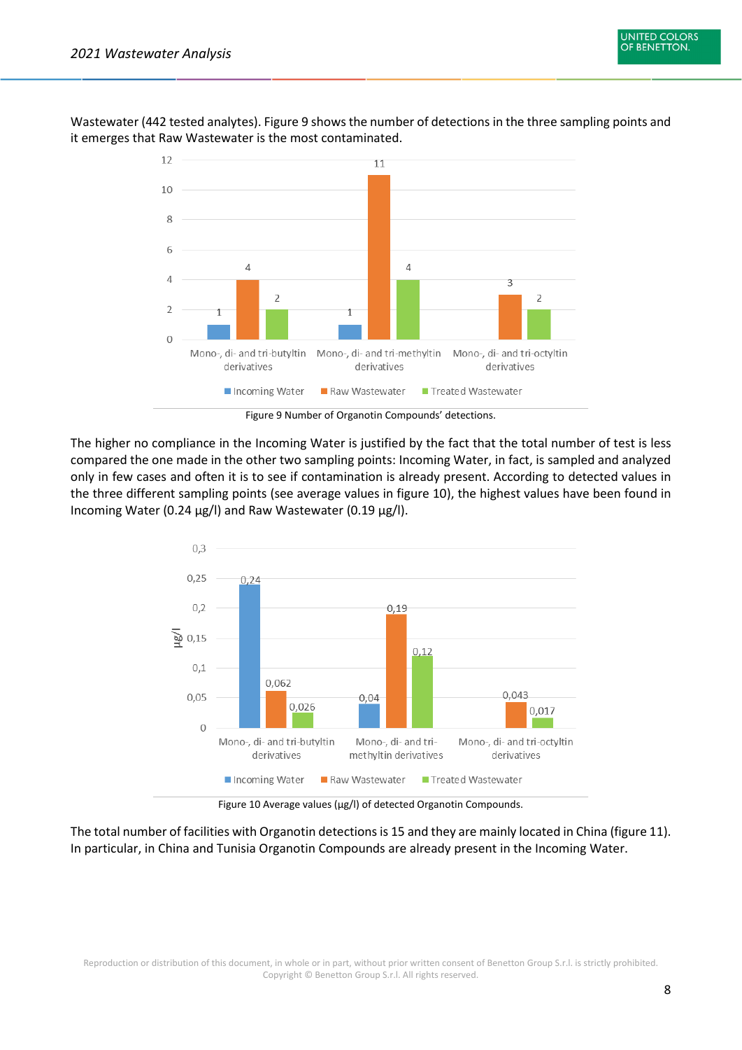Wastewater (442 tested analytes). Figure 9 shows the number of detections in the three sampling points and it emerges that Raw Wastewater is the most contaminated.

| | Incoming Water | Raw Wastewater | Treated Wastewater |
|---|---|---|---|
| Mono-, di- and tri-butyltin derivatives | 1 | 4 | 2 |
| Mono-, di- and tri-methyltin derivatives | 1 | 11 | 4 |
| Mono-, di- and tri-octyltin derivatives | | 3 | 2 |

Figure 9 Number of Organotin Compounds' detections.

The higher no compliance in the Incoming Water is justified by the fact that the total number of test is less compared the one made in the other two sampling points: Incoming Water, in fact, is sampled and analyzed only in few cases and often it is to see if contamination is already present. According to detected values in the three different sampling points (see average values in figure 10), the highest values have been found in Incoming Water (0.24 µg/l) and Raw Wastewater (0.19 µg/l).

| µg/l | Incoming Water | Raw Wastewater | Treated Wastewater |
|---|---|---|---|
| Mono-, di- and tri-butyltin derivatives | 0,24 | 0,062 | 0,026 |
| Mono-, di- and tri-methyltin derivatives | 0,04 | 0,19 | 0,12 |
| Mono-, di- and tri-octyltin derivatives | | 0,043 | 0,017 |

Figure 10 Average values (µg/l) of detected Organotin Compounds.

The total number of facilities with Organotin detections is 15 and they are mainly located in China (figure 11). In particular, in China and Tunisia Organotin Compounds are already present in the Incoming Water.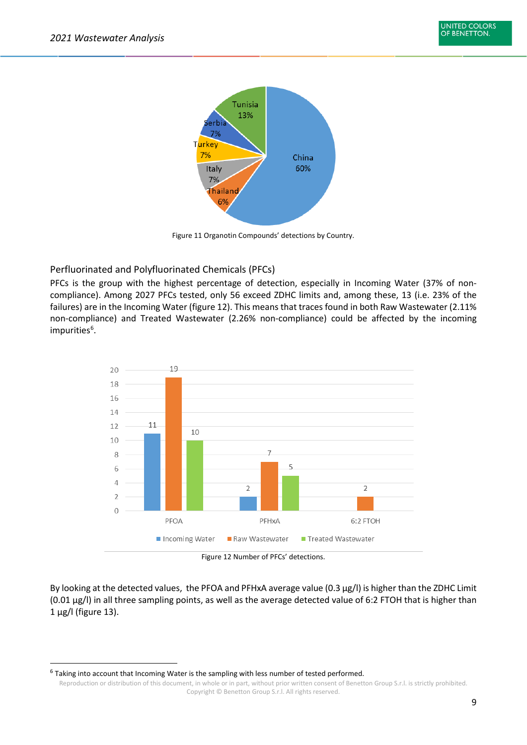Figure 11 Organotin Compounds' detections by Country.

## Perfluorinated and Polyfluorinated Chemicals (PFCs)

PFCs is the group with the highest percentage of detection, especially in Incoming Water (37% of non-compliance). Among 2027 PFCs tested, only 56 exceed ZDHC limits and, among these, 13 (i.e. 23% of the failures) are in the Incoming Water (figure 12). This means that traces found in both Raw Wastewater (2.11% non-compliance) and Treated Wastewater (2.26% non-compliance) could be affected by the incoming impurities[6].

Figure 12 Number of PFCs' detections.

By looking at the detected values, the PFOA and PFHxA average value (0.3 µg/l) is higher than the ZDHC Limit (0.01 µg/l) in all three sampling points, as well as the average detected value of 6:2 FTOH that is higher than 1 µg/l (figure 13).

[6] Taking into account that Incoming Water is the sampling with less number of tested performed.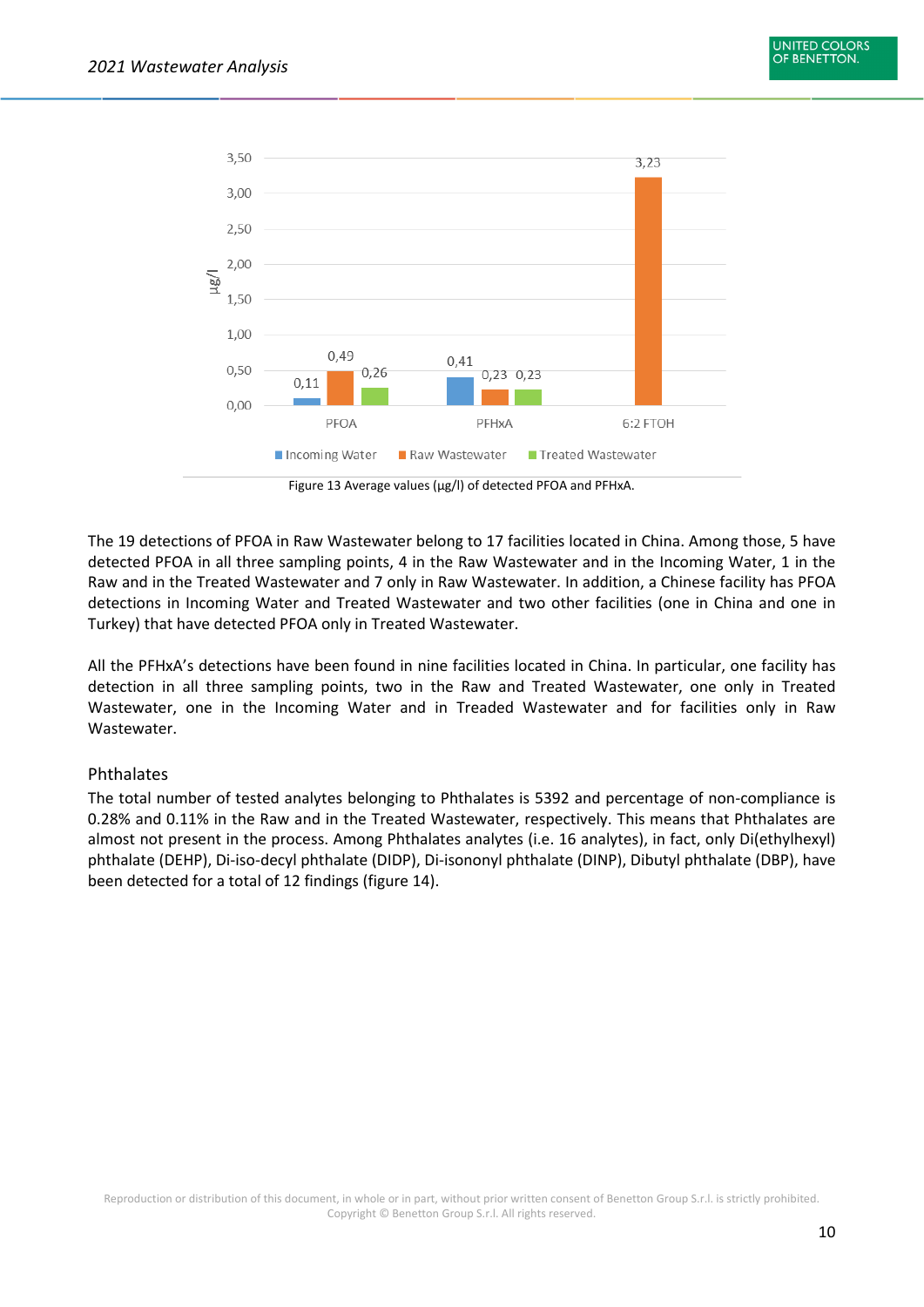Figure 13 Average values (µg/l) of detected PFOA and PFHxA.

The 19 detections of PFOA in Raw Wastewater belong to 17 facilities located in China. Among those, 5 have detected PFOA in all three sampling points, 4 in the Raw Wastewater and in the Incoming Water, 1 in the Raw and in the Treated Wastewater and 7 only in Raw Wastewater. In addition, a Chinese facility has PFOA detections in Incoming Water and Treated Wastewater and two other facilities (one in China and one in Turkey) that have detected PFOA only in Treated Wastewater.

All the PFHxA's detections have been found in nine facilities located in China. In particular, one facility has detection in all three sampling points, two in the Raw and Treated Wastewater, one only in Treated Wastewater, one in the Incoming Water and in Treaded Wastewater and for facilities only in Raw Wastewater.

## Phthalates

The total number of tested analytes belonging to Phthalates is 5392 and percentage of non-compliance is 0.28% and 0.11% in the Raw and in the Treated Wastewater, respectively. This means that Phthalates are almost not present in the process. Among Phthalates analytes (i.e. 16 analytes), in fact, only Di(ethylhexyl) phthalate (DEHP), Di-iso-decyl phthalate (DIDP), Di-isononyl phthalate (DINP), Dibutyl phthalate (DBP), have been detected for a total of 12 findings (figure 14).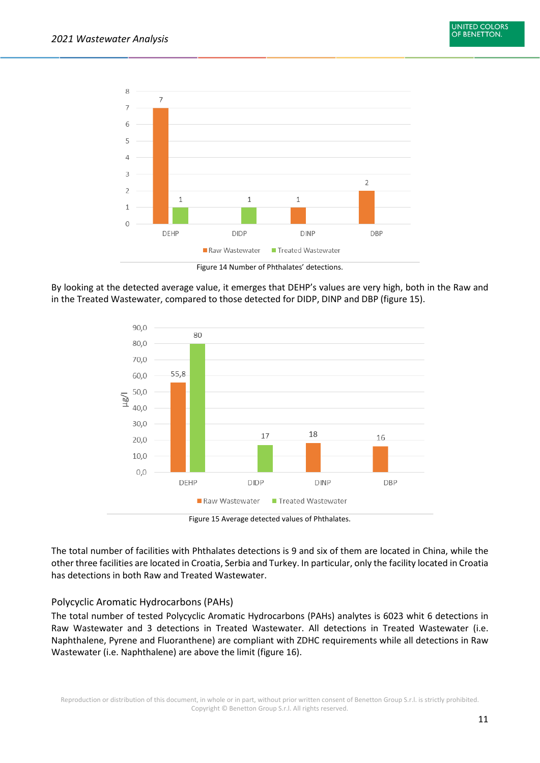Figure 14 Number of Phthalates' detections.

By looking at the detected average value, it emerges that DEHP's values are very high, both in the Raw and in the Treated Wastewater, compared to those detected for DIDP, DINP and DBP (figure 15).

Figure 15 Average detected values of Phthalates.

The total number of facilities with Phthalates detections is 9 and six of them are located in China, while the other three facilities are located in Croatia, Serbia and Turkey. In particular, only the facility located in Croatia has detections in both Raw and Treated Wastewater.

### Polycyclic Aromatic Hydrocarbons (PAHs)

The total number of tested Polycyclic Aromatic Hydrocarbons (PAHs) analytes is 6023 whit 6 detections in Raw Wastewater and 3 detections in Treated Wastewater. All detections in Treated Wastewater (i.e. Naphthalene, Pyrene and Fluoranthene) are compliant with ZDHC requirements while all detections in Raw Wastewater (i.e. Naphthalene) are above the limit (figure 16).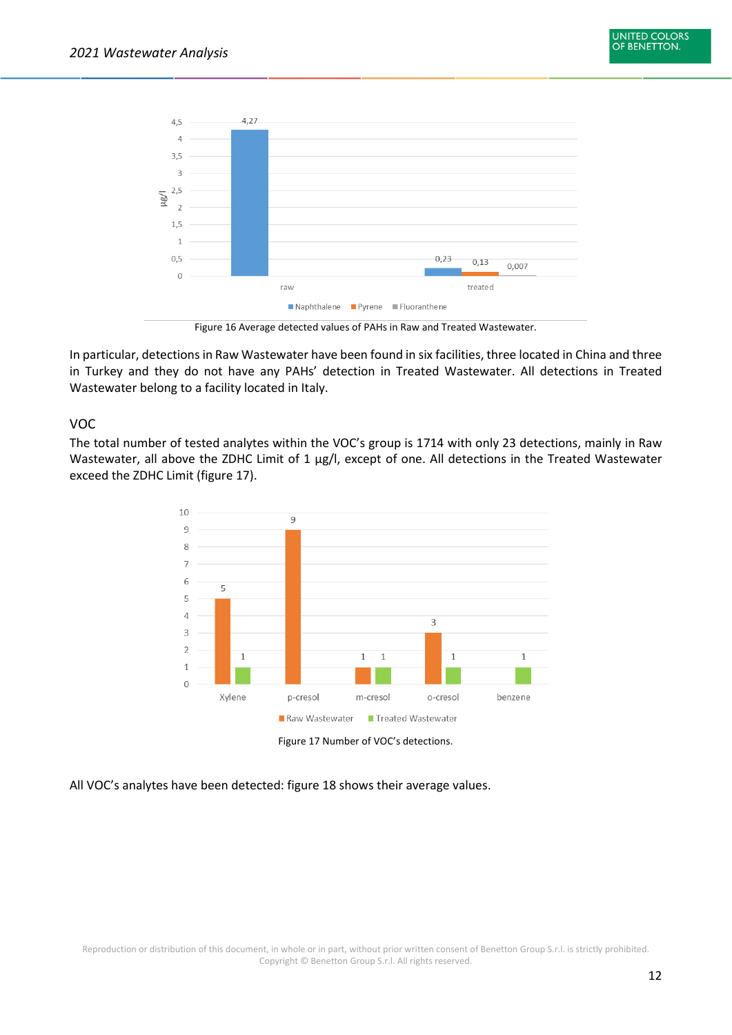Figure 16 Average detected values of PAHs in Raw and Treated Wastewater.

In particular, detections in Raw Wastewater have been found in six facilities, three located in China and three in Turkey and they do not have any PAHs' detection in Treated Wastewater. All detections in Treated Wastewater belong to a facility located in Italy.

### VOC

The total number of tested analytes within the VOC's group is 1714 with only 23 detections, mainly in Raw Wastewater, all above the ZDHC Limit of 1 µg/l, except of one. All detections in the Treated Wastewater exceed the ZDHC Limit (figure 17).

Figure 17 Number of VOC's detections.

All VOC's analytes have been detected: figure 18 shows their average values.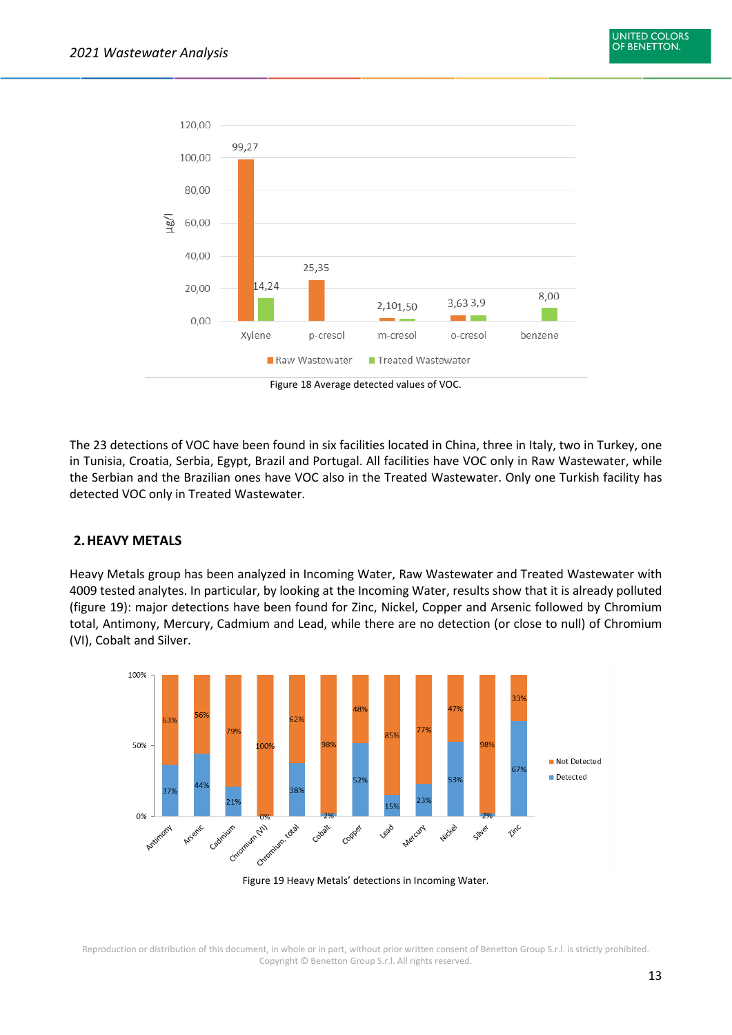Figure 18 Average detected values of VOC.

The 23 detections of VOC have been found in six facilities located in China, three in Italy, two in Turkey, one in Tunisia, Croatia, Serbia, Egypt, Brazil and Portugal. All facilities have VOC only in Raw Wastewater, while the Serbian and the Brazilian ones have VOC also in the Treated Wastewater. Only one Turkish facility has detected VOC only in Treated Wastewater.

## 2. HEAVY METALS

Heavy Metals group has been analyzed in Incoming Water, Raw Wastewater and Treated Wastewater with 4009 tested analytes. In particular, by looking at the Incoming Water, results show that it is already polluted (figure 19): major detections have been found for Zinc, Nickel, Copper and Arsenic followed by Chromium total, Antimony, Mercury, Cadmium and Lead, while there are no detection (or close to null) of Chromium (VI), Cobalt and Silver.

Figure 19 Heavy Metals' detections in Incoming Water.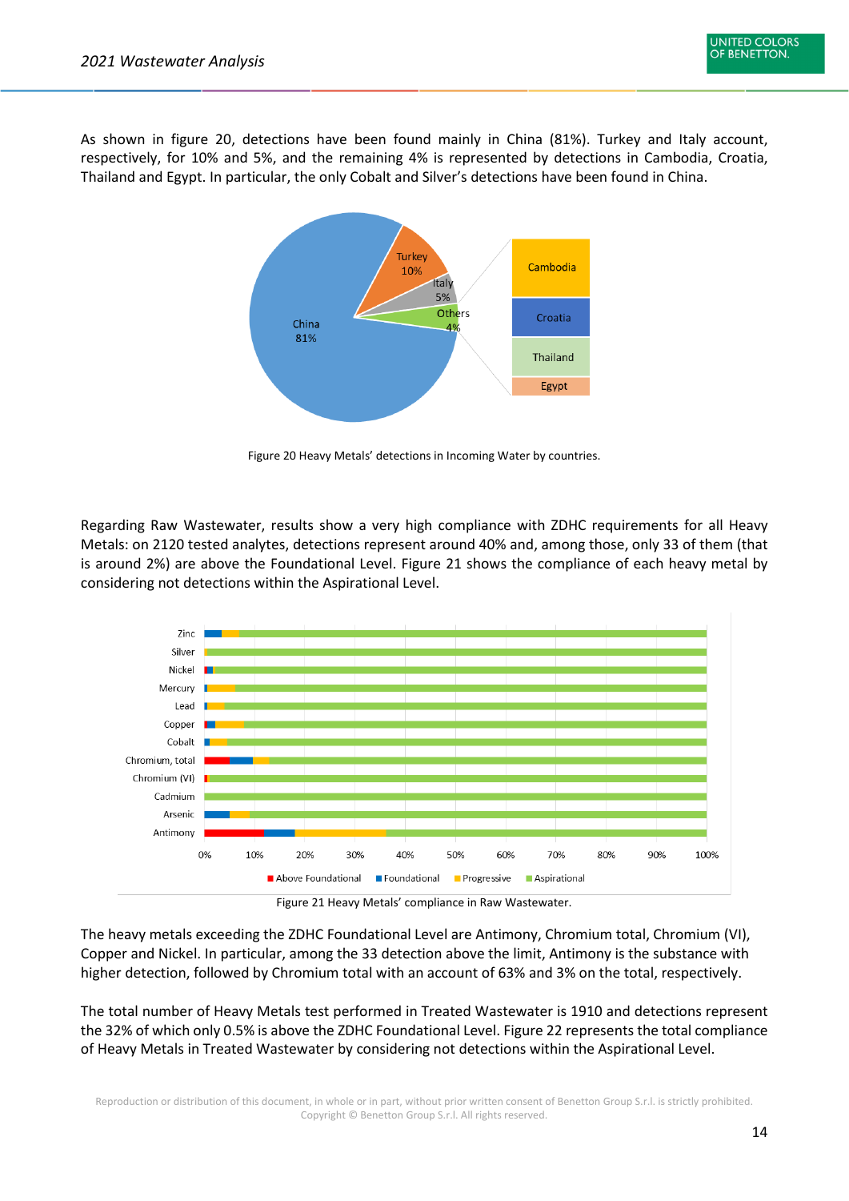As shown in figure 20, detections have been found mainly in China (81%). Turkey and Italy account, respectively, for 10% and 5%, and the remaining 4% is represented by detections in Cambodia, Croatia, Thailand and Egypt. In particular, the only Cobalt and Silver's detections have been found in China.

Figure 20 Heavy Metals' detections in Incoming Water by countries.

Regarding Raw Wastewater, results show a very high compliance with ZDHC requirements for all Heavy Metals: on 2120 tested analytes, detections represent around 40% and, among those, only 33 of them (that is around 2%) are above the Foundational Level. Figure 21 shows the compliance of each heavy metal by considering not detections within the Aspirational Level.

Figure 21 Heavy Metals' compliance in Raw Wastewater.

The heavy metals exceeding the ZDHC Foundational Level are Antimony, Chromium total, Chromium (VI), Copper and Nickel. In particular, among the 33 detection above the limit, Antimony is the substance with higher detection, followed by Chromium total with an account of 63% and 3% on the total, respectively.

The total number of Heavy Metals test performed in Treated Wastewater is 1910 and detections represent the 32% of which only 0.5% is above the ZDHC Foundational Level. Figure 22 represents the total compliance of Heavy Metals in Treated Wastewater by considering not detections within the Aspirational Level.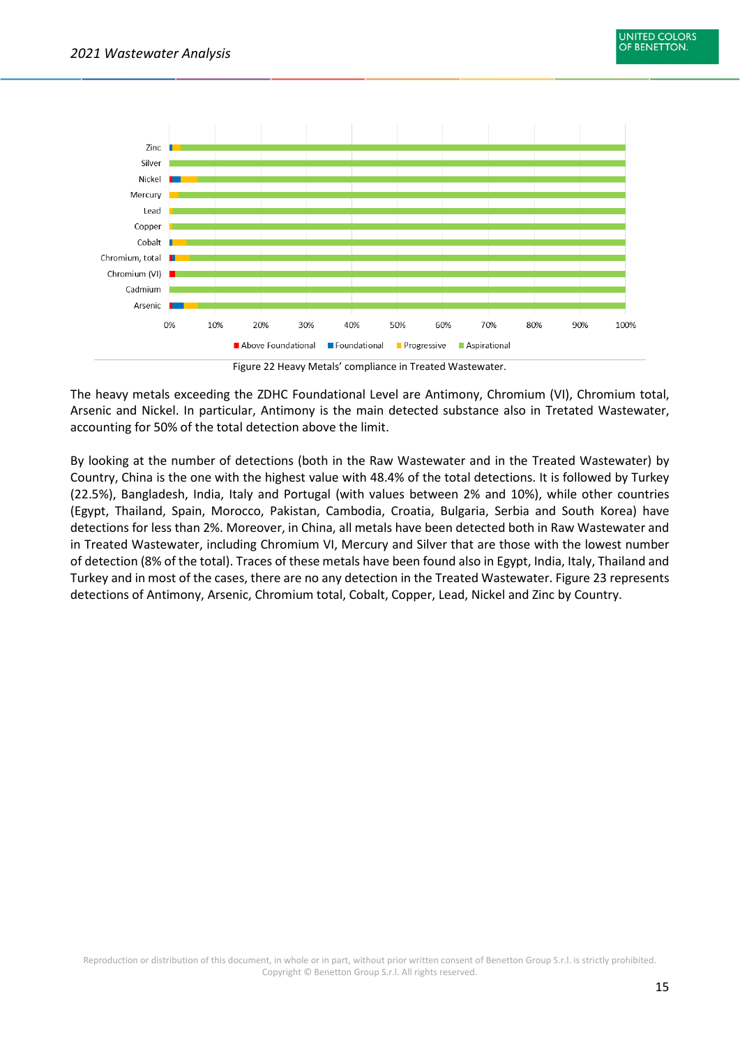Figure 22 Heavy Metals' compliance in Treated Wastewater.

The heavy metals exceeding the ZDHC Foundational Level are Antimony, Chromium (VI), Chromium total, Arsenic and Nickel. In particular, Antimony is the main detected substance also in Tretated Wastewater, accounting for 50% of the total detection above the limit.

By looking at the number of detections (both in the Raw Wastewater and in the Treated Wastewater) by Country, China is the one with the highest value with 48.4% of the total detections. It is followed by Turkey (22.5%), Bangladesh, India, Italy and Portugal (with values between 2% and 10%), while other countries (Egypt, Thailand, Spain, Morocco, Pakistan, Cambodia, Croatia, Bulgaria, Serbia and South Korea) have detections for less than 2%. Moreover, in China, all metals have been detected both in Raw Wastewater and in Treated Wastewater, including Chromium VI, Mercury and Silver that are those with the lowest number of detection (8% of the total). Traces of these metals have been found also in Egypt, India, Italy, Thailand and Turkey and in most of the cases, there are no any detection in the Treated Wastewater. Figure 23 represents detections of Antimony, Arsenic, Chromium total, Cobalt, Copper, Lead, Nickel and Zinc by Country.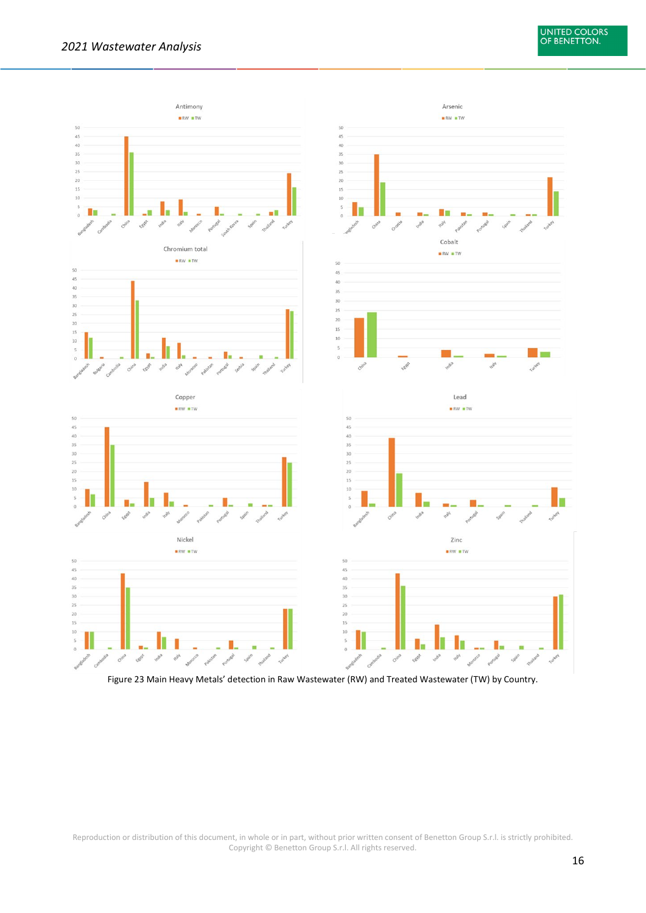Figure 23 Main Heavy Metals' detection in Raw Wastewater (RW) and Treated Wastewater (TW) by Country.

Reproduction or distribution of this document, in whole or in part, without prior written consent of Benetton Group S.r.l. is strictly prohibited.
Copyright © Benetton Group S.r.l. All rights reserved.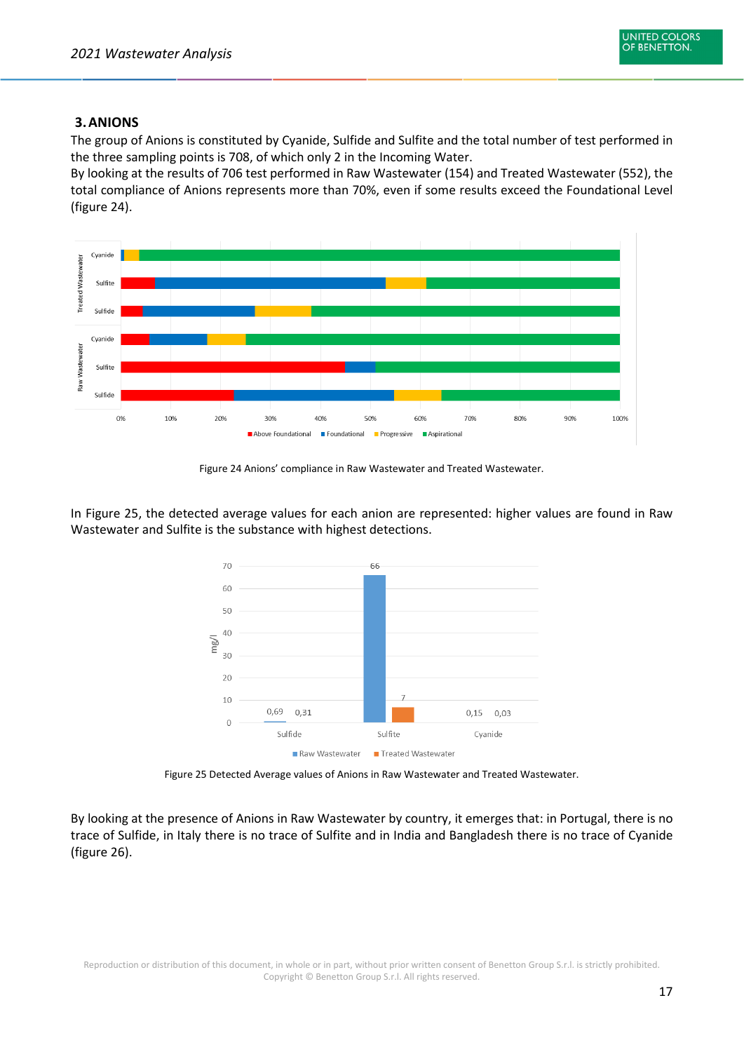## 3. ANIONS

The group of Anions is constituted by Cyanide, Sulfide and Sulfite and the total number of test performed in the three sampling points is 708, of which only 2 in the Incoming Water.

By looking at the results of 706 test performed in Raw Wastewater (154) and Treated Wastewater (552), the total compliance of Anions represents more than 70%, even if some results exceed the Foundational Level (figure 24).

Figure 24 Anions' compliance in Raw Wastewater and Treated Wastewater.

In Figure 25, the detected average values for each anion are represented: higher values are found in Raw Wastewater and Sulfite is the substance with highest detections.

Figure 25 Detected Average values of Anions in Raw Wastewater and Treated Wastewater.

By looking at the presence of Anions in Raw Wastewater by country, it emerges that: in Portugal, there is no trace of Sulfide, in Italy there is no trace of Sulfite and in India and Bangladesh there is no trace of Cyanide (figure 26).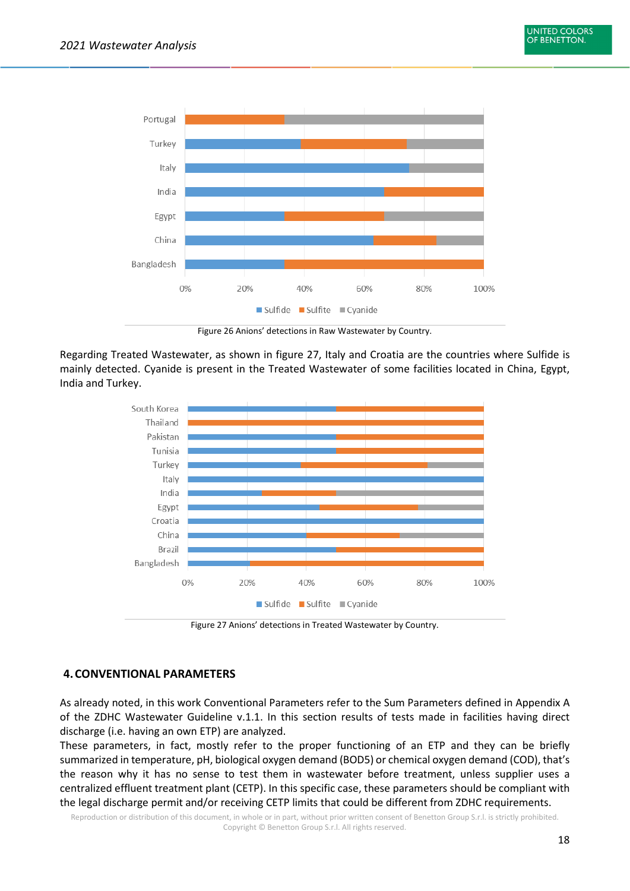Figure 26 Anions' detections in Raw Wastewater by Country.

Regarding Treated Wastewater, as shown in figure 27, Italy and Croatia are the countries where Sulfide is mainly detected. Cyanide is present in the Treated Wastewater of some facilities located in China, Egypt, India and Turkey.

Figure 27 Anions' detections in Treated Wastewater by Country.

## 4. CONVENTIONAL PARAMETERS

As already noted, in this work Conventional Parameters refer to the Sum Parameters defined in Appendix A of the ZDHC Wastewater Guideline v.1.1. In this section results of tests made in facilities having direct discharge (i.e. having an own ETP) are analyzed.

These parameters, in fact, mostly refer to the proper functioning of an ETP and they can be briefly summarized in temperature, pH, biological oxygen demand (BOD5) or chemical oxygen demand (COD), that's the reason why it has no sense to test them in wastewater before treatment, unless supplier uses a centralized effluent treatment plant (CETP). In this specific case, these parameters should be compliant with the legal discharge permit and/or receiving CETP limits that could be different from ZDHC requirements.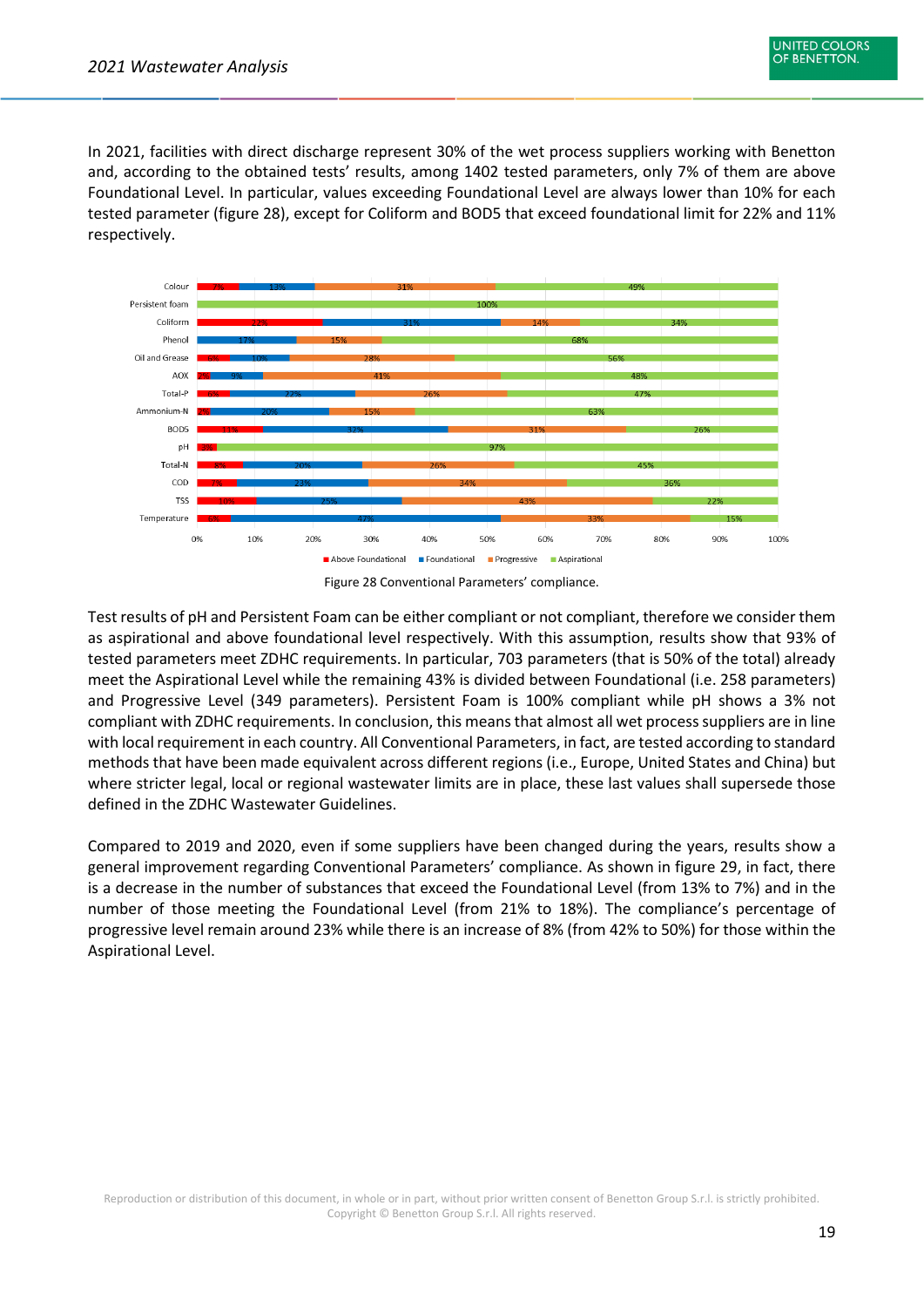In 2021, facilities with direct discharge represent 30% of the wet process suppliers working with Benetton and, according to the obtained tests' results, among 1402 tested parameters, only 7% of them are above Foundational Level. In particular, values exceeding Foundational Level are always lower than 10% for each tested parameter (figure 28), except for Coliform and BOD5 that exceed foundational limit for 22% and 11% respectively.

| Parameter | Above Foundational | Foundational | Progressive | Aspirational |
|---|---|---|---|---|
| Colour | 7% | 13% | 31% | 49% |
| Persistent foam | | | | 100% |
| Coliform | 22% | 31% | 14% | 34% |
| Phenol | | 17% | 15% | 68% |
| Oil and Grease | 6% | 10% | 28% | 56% |
| AOX | 2% | 9% | 41% | 48% |
| Total-P | 6% | 22% | 26% | 47% |
| Ammonium-N | 2% | 20% | 15% | 63% |
| BOD5 | 11% | 32% | 31% | 26% |
| pH | 3% | | | 97% |
| Total-N | 8% | 20% | 26% | 45% |
| COD | 7% | 23% | 34% | 36% |
| TSS | 10% | 25% | 43% | 22% |
| Temperature | 6% | 47% | 33% | 15% |

Figure 28 Conventional Parameters' compliance.

Test results of pH and Persistent Foam can be either compliant or not compliant, therefore we consider them as aspirational and above foundational level respectively. With this assumption, results show that 93% of tested parameters meet ZDHC requirements. In particular, 703 parameters (that is 50% of the total) already meet the Aspirational Level while the remaining 43% is divided between Foundational (i.e. 258 parameters) and Progressive Level (349 parameters). Persistent Foam is 100% compliant while pH shows a 3% not compliant with ZDHC requirements. In conclusion, this means that almost all wet process suppliers are in line with local requirement in each country. All Conventional Parameters, in fact, are tested according to standard methods that have been made equivalent across different regions (i.e., Europe, United States and China) but where stricter legal, local or regional wastewater limits are in place, these last values shall supersede those defined in the ZDHC Wastewater Guidelines.

Compared to 2019 and 2020, even if some suppliers have been changed during the years, results show a general improvement regarding Conventional Parameters' compliance. As shown in figure 29, in fact, there is a decrease in the number of substances that exceed the Foundational Level (from 13% to 7%) and in the number of those meeting the Foundational Level (from 21% to 18%). The compliance's percentage of progressive level remain around 23% while there is an increase of 8% (from 42% to 50%) for those within the Aspirational Level.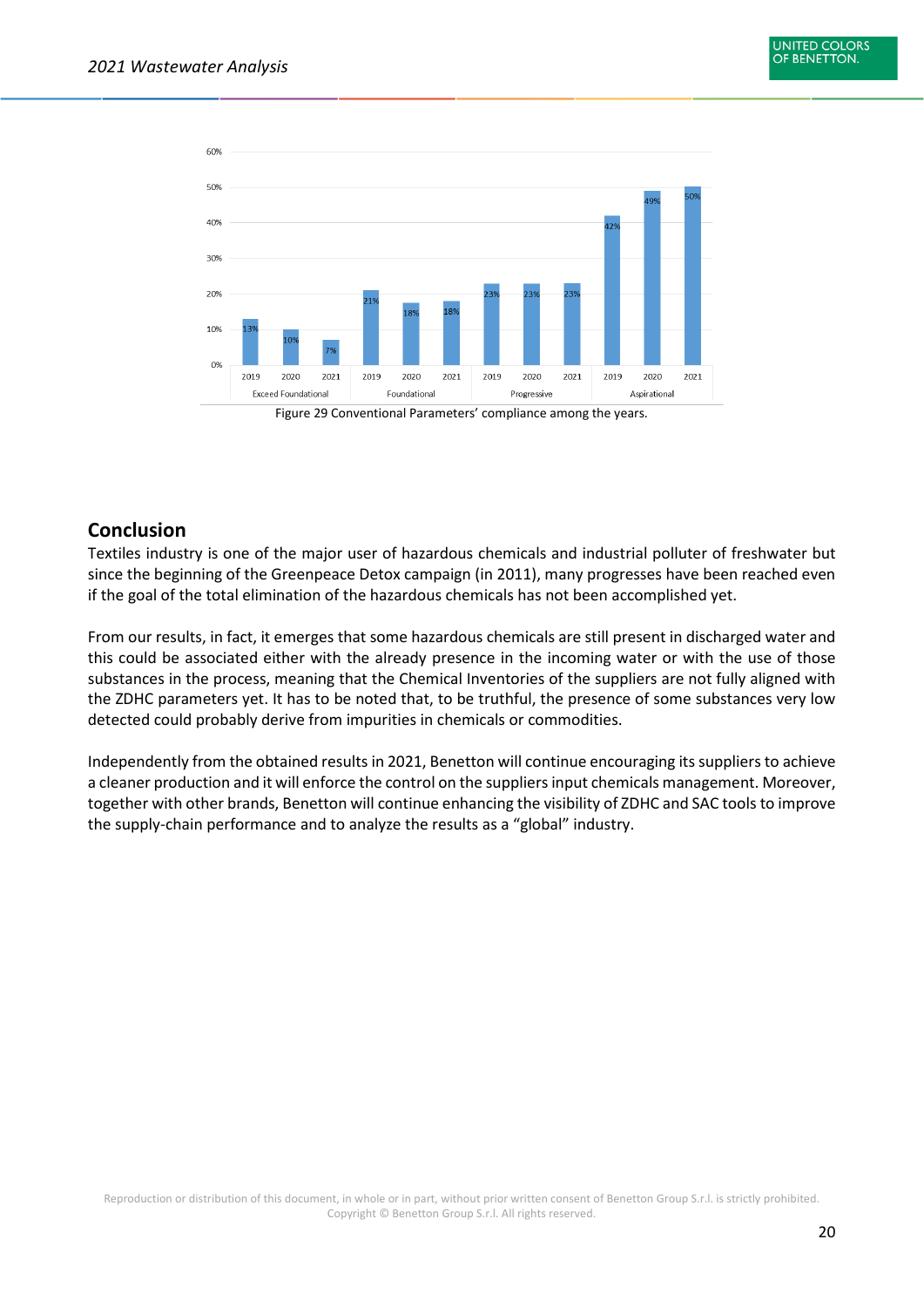60%
50%
40%
30%
20%
10%
0%

13%
10%
7%
21%
18%
18%
23%
23%
23%
42%
49%
50%

2019 2020 2021 2019 2020 2021 2019 2020 2021 2019 2020 2021

Exceed Foundational
Foundational
Progressive
Aspirational

Figure 29 Conventional Parameters' compliance among the years.

## Conclusion

Textiles industry is one of the major user of hazardous chemicals and industrial polluter of freshwater but since the beginning of the Greenpeace Detox campaign (in 2011), many progresses have been reached even if the goal of the total elimination of the hazardous chemicals has not been accomplished yet.

From our results, in fact, it emerges that some hazardous chemicals are still present in discharged water and this could be associated either with the already presence in the incoming water or with the use of those substances in the process, meaning that the Chemical Inventories of the suppliers are not fully aligned with the ZDHC parameters yet. It has to be noted that, to be truthful, the presence of some substances very low detected could probably derive from impurities in chemicals or commodities.

Independently from the obtained results in 2021, Benetton will continue encouraging its suppliers to achieve a cleaner production and it will enforce the control on the suppliers input chemicals management. Moreover, together with other brands, Benetton will continue enhancing the visibility of ZDHC and SAC tools to improve the supply-chain performance and to analyze the results as a "global" industry.

Reproduction or distribution of this document, in whole or in part, without prior written consent of Benetton Group S.r.l. is strictly prohibited.
Copyright © Benetton Group S.r.l. All rights reserved.